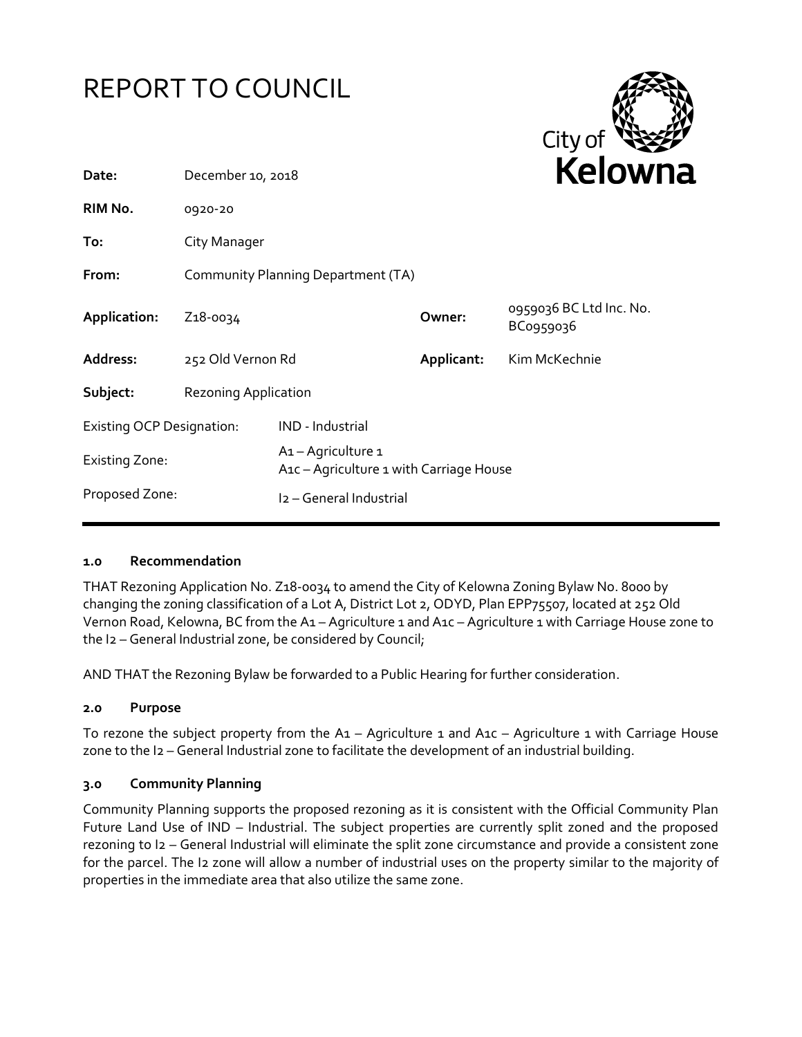# REPORT TO COUNCIL

| | | | |
|---|---|---|---|
| **Date:** | December 10, 2018 | | |
| **RIM No.** | 0920-20 | | |
| **To:** | City Manager | | |
| **From:** | Community Planning Department (TA) | | |
| **Application:** | Z18-0034 | **Owner:** | 0959036 BC Ltd Inc. No. BC0959036 |
| **Address:** | 252 Old Vernon Rd | **Applicant:** | Kim McKechnie |
| **Subject:** | Rezoning Application | | |

| | |
|---|---|
| Existing OCP Designation: | IND - Industrial |
| Existing Zone: | A1 – Agriculture 1<br>A1c – Agriculture 1 with Carriage House |
| Proposed Zone: | I2 – General Industrial |

## 1.0 Recommendation

THAT Rezoning Application No. Z18-0034 to amend the City of Kelowna Zoning Bylaw No. 8000 by changing the zoning classification of a Lot A, District Lot 2, ODYD, Plan EPP75507, located at 252 Old Vernon Road, Kelowna, BC from the A1 – Agriculture 1 and A1c – Agriculture 1 with Carriage House zone to the I2 – General Industrial zone, be considered by Council;

AND THAT the Rezoning Bylaw be forwarded to a Public Hearing for further consideration.

## 2.0 Purpose

To rezone the subject property from the A1 – Agriculture 1 and A1c – Agriculture 1 with Carriage House zone to the I2 – General Industrial zone to facilitate the development of an industrial building.

## 3.0 Community Planning

Community Planning supports the proposed rezoning as it is consistent with the Official Community Plan Future Land Use of IND – Industrial. The subject properties are currently split zoned and the proposed rezoning to I2 – General Industrial will eliminate the split zone circumstance and provide a consistent zone for the parcel. The I2 zone will allow a number of industrial uses on the property similar to the majority of properties in the immediate area that also utilize the same zone.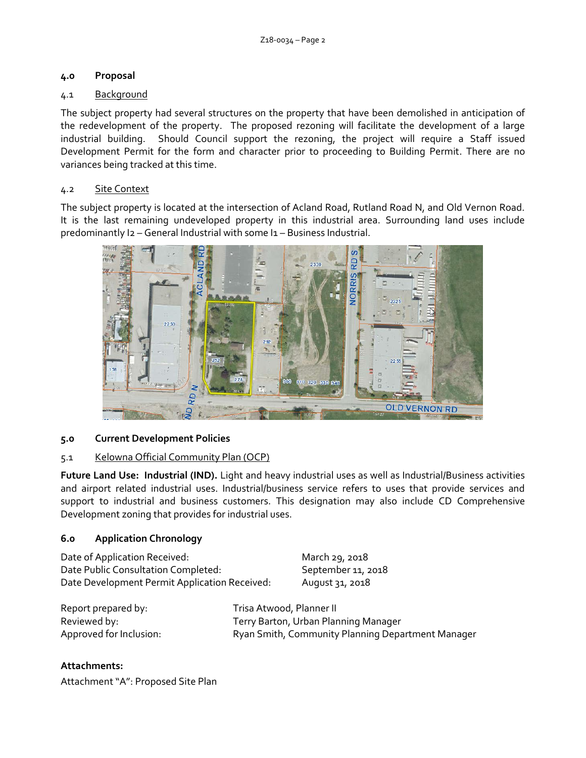## 4.0 Proposal

### 4.1 Background

The subject property had several structures on the property that have been demolished in anticipation of the redevelopment of the property. The proposed rezoning will facilitate the development of a large industrial building. Should Council support the rezoning, the project will require a Staff issued Development Permit for the form and character prior to proceeding to Building Permit. There are no variances being tracked at this time.

### 4.2 Site Context

The subject property is located at the intersection of Acland Road, Rutland Road N, and Old Vernon Road. It is the last remaining undeveloped property in this industrial area. Surrounding land uses include predominantly I2 – General Industrial with some I1 – Business Industrial.

## 5.0 Current Development Policies

### 5.1 Kelowna Official Community Plan (OCP)

**Future Land Use: Industrial (IND).** Light and heavy industrial uses as well as Industrial/Business activities and airport related industrial uses. Industrial/business service refers to uses that provide services and support to industrial and business customers. This designation may also include CD Comprehensive Development zoning that provides for industrial uses.

## 6.0 Application Chronology

| | |
|---|---|
| Date of Application Received: | March 29, 2018 |
| Date Public Consultation Completed: | September 11, 2018 |
| Date Development Permit Application Received: | August 31, 2018 |

| | |
|---|---|
| Report prepared by: | Trisa Atwood, Planner II |
| Reviewed by: | Terry Barton, Urban Planning Manager |
| Approved for Inclusion: | Ryan Smith, Community Planning Department Manager |

**Attachments:**

Attachment "A": Proposed Site Plan